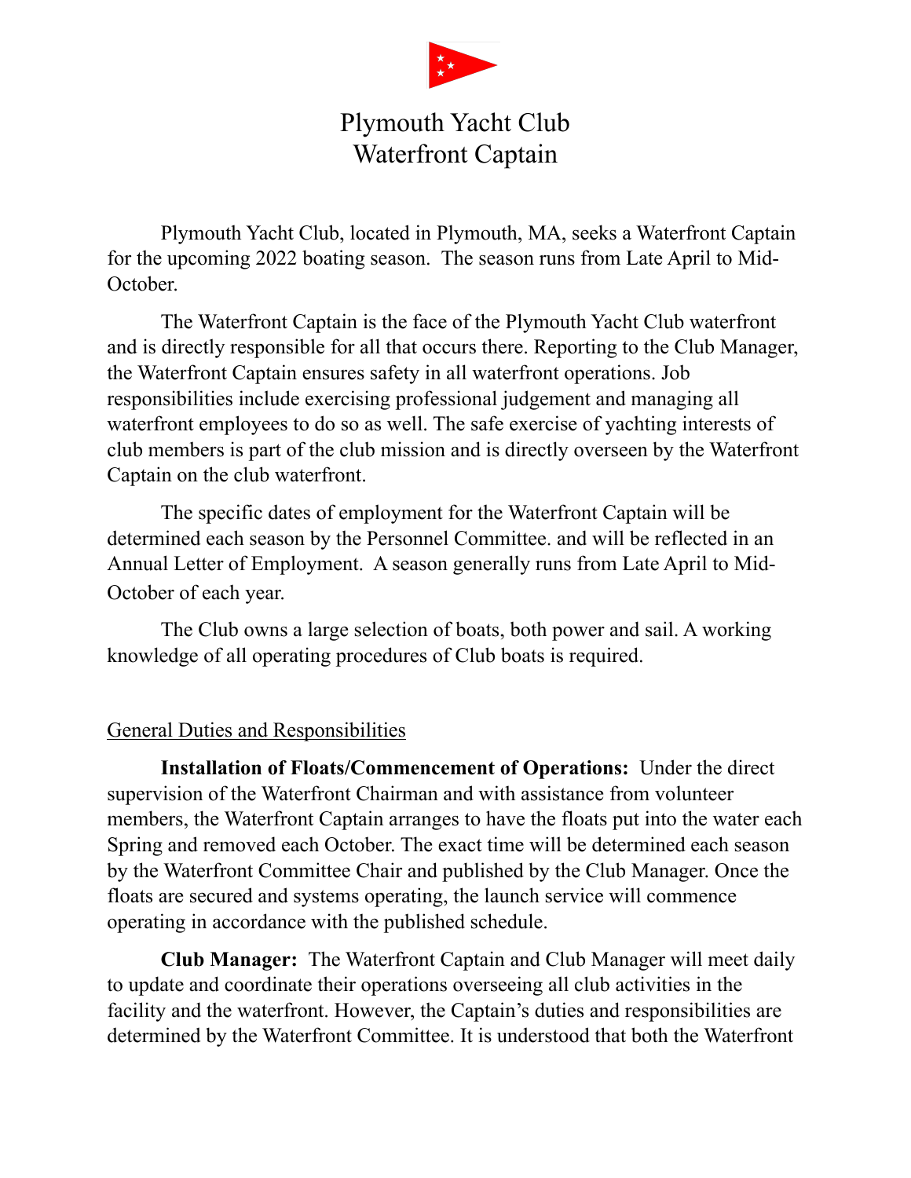# Plymouth Yacht Club
# Waterfront Captain

Plymouth Yacht Club, located in Plymouth, MA, seeks a Waterfront Captain for the upcoming 2022 boating season. The season runs from Late April to Mid-October.

The Waterfront Captain is the face of the Plymouth Yacht Club waterfront and is directly responsible for all that occurs there. Reporting to the Club Manager, the Waterfront Captain ensures safety in all waterfront operations. Job responsibilities include exercising professional judgement and managing all waterfront employees to do so as well. The safe exercise of yachting interests of club members is part of the club mission and is directly overseen by the Waterfront Captain on the club waterfront.

The specific dates of employment for the Waterfront Captain will be determined each season by the Personnel Committee. and will be reflected in an Annual Letter of Employment. A season generally runs from Late April to Mid-October of each year.

The Club owns a large selection of boats, both power and sail. A working knowledge of all operating procedures of Club boats is required.

## General Duties and Responsibilities

**Installation of Floats/Commencement of Operations:** Under the direct supervision of the Waterfront Chairman and with assistance from volunteer members, the Waterfront Captain arranges to have the floats put into the water each Spring and removed each October. The exact time will be determined each season by the Waterfront Committee Chair and published by the Club Manager. Once the floats are secured and systems operating, the launch service will commence operating in accordance with the published schedule.

**Club Manager:** The Waterfront Captain and Club Manager will meet daily to update and coordinate their operations overseeing all club activities in the facility and the waterfront. However, the Captain's duties and responsibilities are determined by the Waterfront Committee. It is understood that both the Waterfront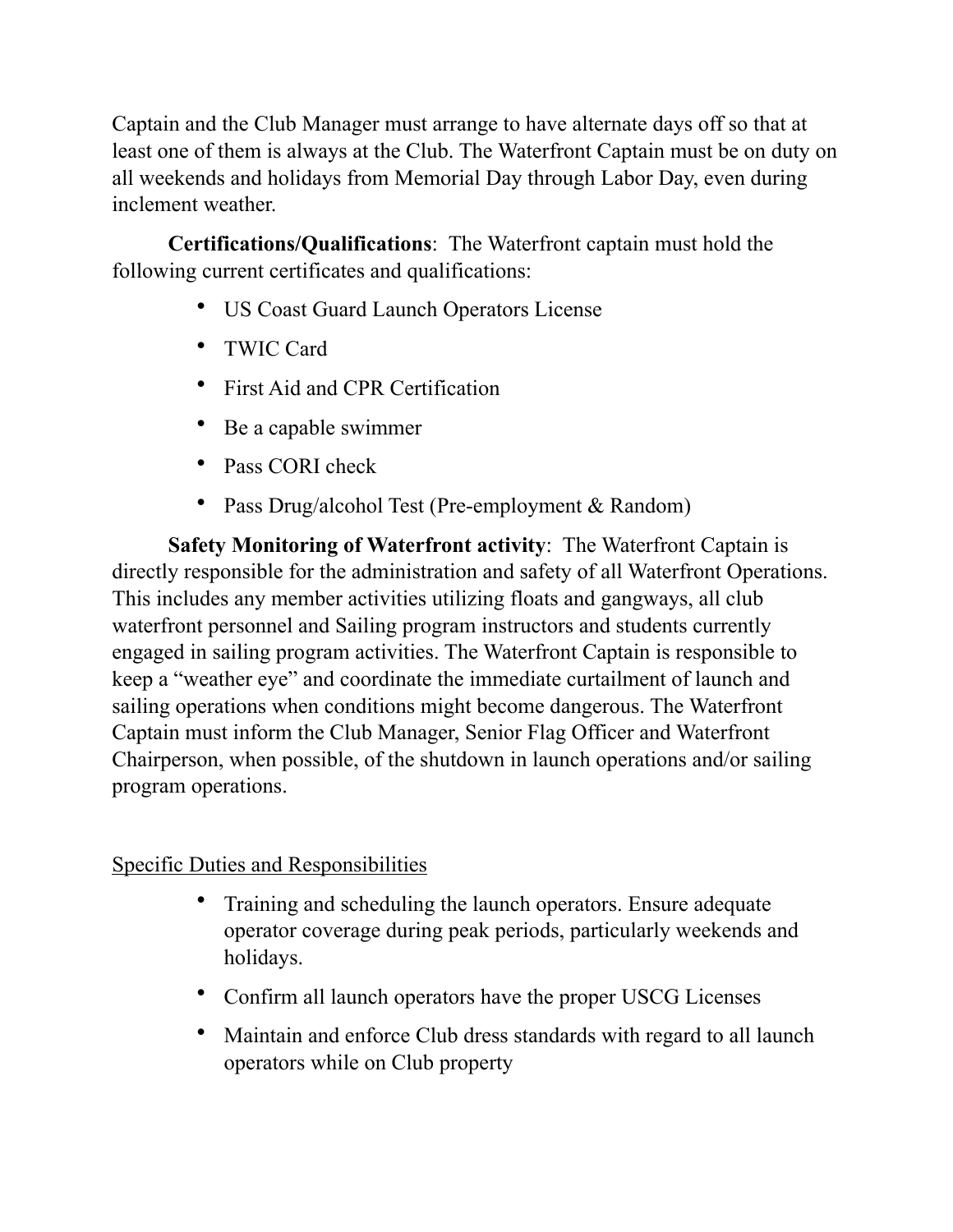Captain and the Club Manager must arrange to have alternate days off so that at least one of them is always at the Club. The Waterfront Captain must be on duty on all weekends and holidays from Memorial Day through Labor Day, even during inclement weather.

**Certifications/Qualifications**: The Waterfront captain must hold the following current certificates and qualifications:

- US Coast Guard Launch Operators License
- TWIC Card
- First Aid and CPR Certification
- Be a capable swimmer
- Pass CORI check
- Pass Drug/alcohol Test (Pre-employment & Random)

**Safety Monitoring of Waterfront activity**: The Waterfront Captain is directly responsible for the administration and safety of all Waterfront Operations. This includes any member activities utilizing floats and gangways, all club waterfront personnel and Sailing program instructors and students currently engaged in sailing program activities. The Waterfront Captain is responsible to keep a "weather eye" and coordinate the immediate curtailment of launch and sailing operations when conditions might become dangerous. The Waterfront Captain must inform the Club Manager, Senior Flag Officer and Waterfront Chairperson, when possible, of the shutdown in launch operations and/or sailing program operations.

<u>Specific Duties and Responsibilities</u>

- Training and scheduling the launch operators. Ensure adequate operator coverage during peak periods, particularly weekends and holidays.
- Confirm all launch operators have the proper USCG Licenses
- Maintain and enforce Club dress standards with regard to all launch operators while on Club property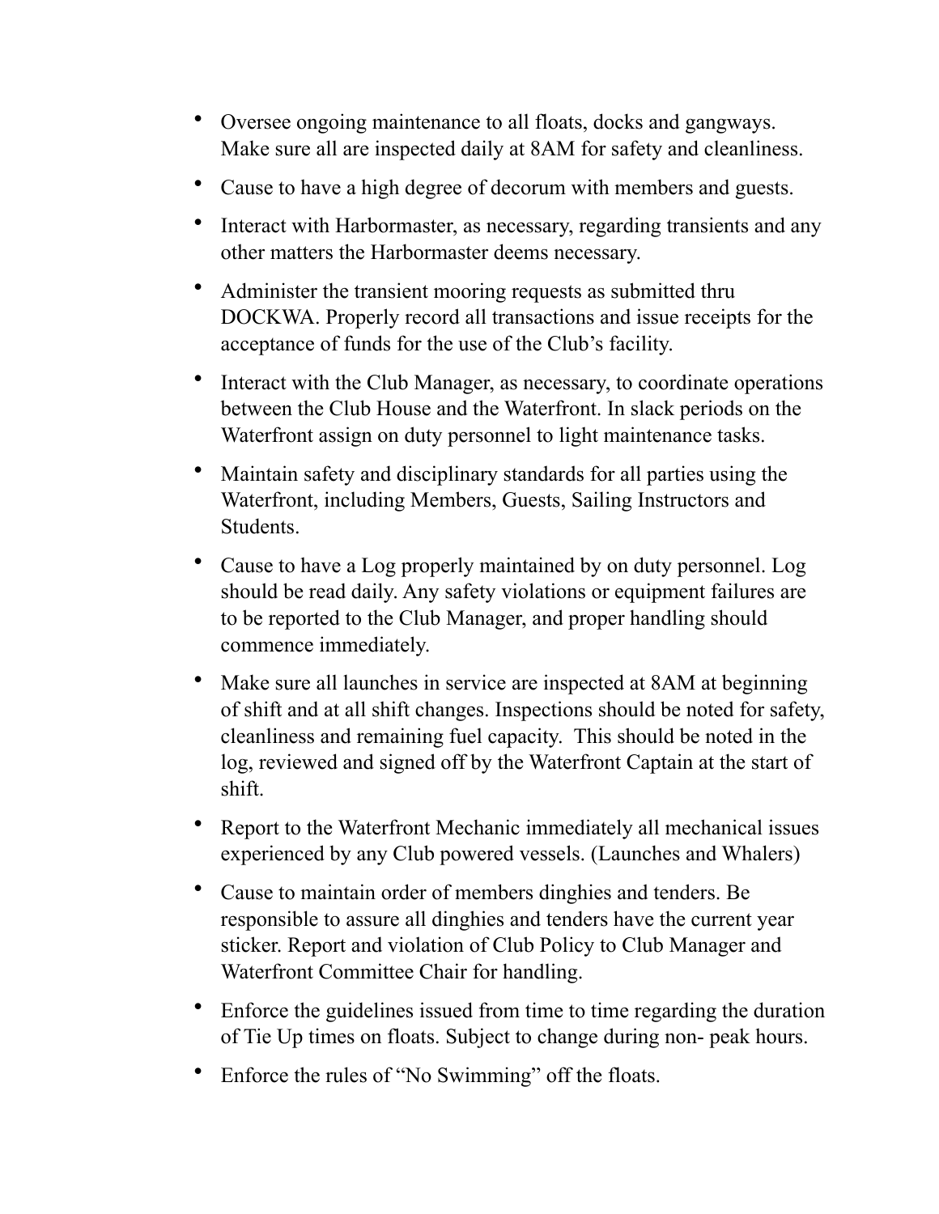- Oversee ongoing maintenance to all floats, docks and gangways. Make sure all are inspected daily at 8AM for safety and cleanliness.
- Cause to have a high degree of decorum with members and guests.
- Interact with Harbormaster, as necessary, regarding transients and any other matters the Harbormaster deems necessary.
- Administer the transient mooring requests as submitted thru DOCKWA. Properly record all transactions and issue receipts for the acceptance of funds for the use of the Club's facility.
- Interact with the Club Manager, as necessary, to coordinate operations between the Club House and the Waterfront. In slack periods on the Waterfront assign on duty personnel to light maintenance tasks.
- Maintain safety and disciplinary standards for all parties using the Waterfront, including Members, Guests, Sailing Instructors and Students.
- Cause to have a Log properly maintained by on duty personnel. Log should be read daily. Any safety violations or equipment failures are to be reported to the Club Manager, and proper handling should commence immediately.
- Make sure all launches in service are inspected at 8AM at beginning of shift and at all shift changes. Inspections should be noted for safety, cleanliness and remaining fuel capacity.  This should be noted in the log, reviewed and signed off by the Waterfront Captain at the start of shift.
- Report to the Waterfront Mechanic immediately all mechanical issues experienced by any Club powered vessels. (Launches and Whalers)
- Cause to maintain order of members dinghies and tenders. Be responsible to assure all dinghies and tenders have the current year sticker. Report and violation of Club Policy to Club Manager and Waterfront Committee Chair for handling.
- Enforce the guidelines issued from time to time regarding the duration of Tie Up times on floats. Subject to change during non- peak hours.
- Enforce the rules of "No Swimming" off the floats.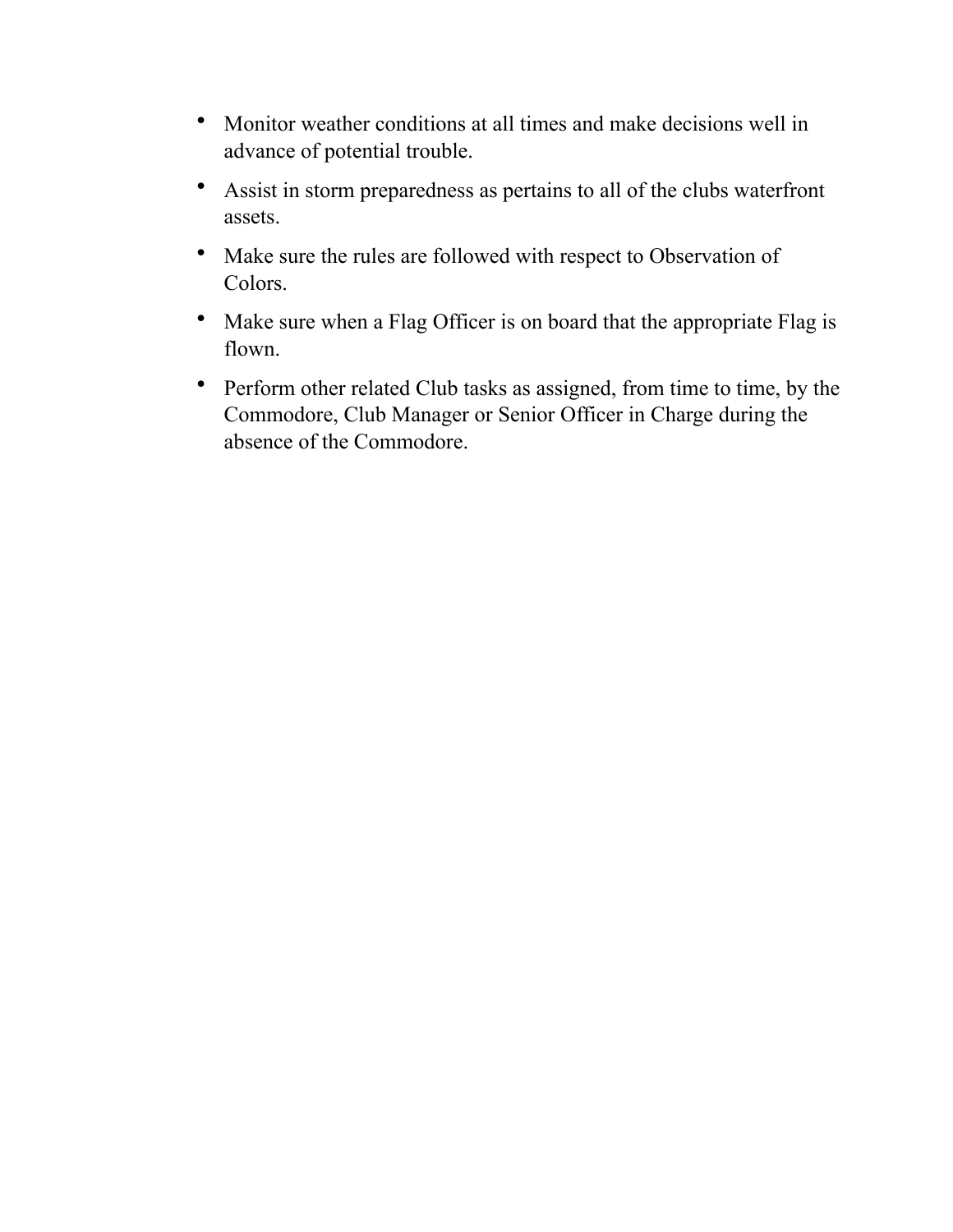- Monitor weather conditions at all times and make decisions well in advance of potential trouble.
- Assist in storm preparedness as pertains to all of the clubs waterfront assets.
- Make sure the rules are followed with respect to Observation of Colors.
- Make sure when a Flag Officer is on board that the appropriate Flag is flown.
- Perform other related Club tasks as assigned, from time to time, by the Commodore, Club Manager or Senior Officer in Charge during the absence of the Commodore.